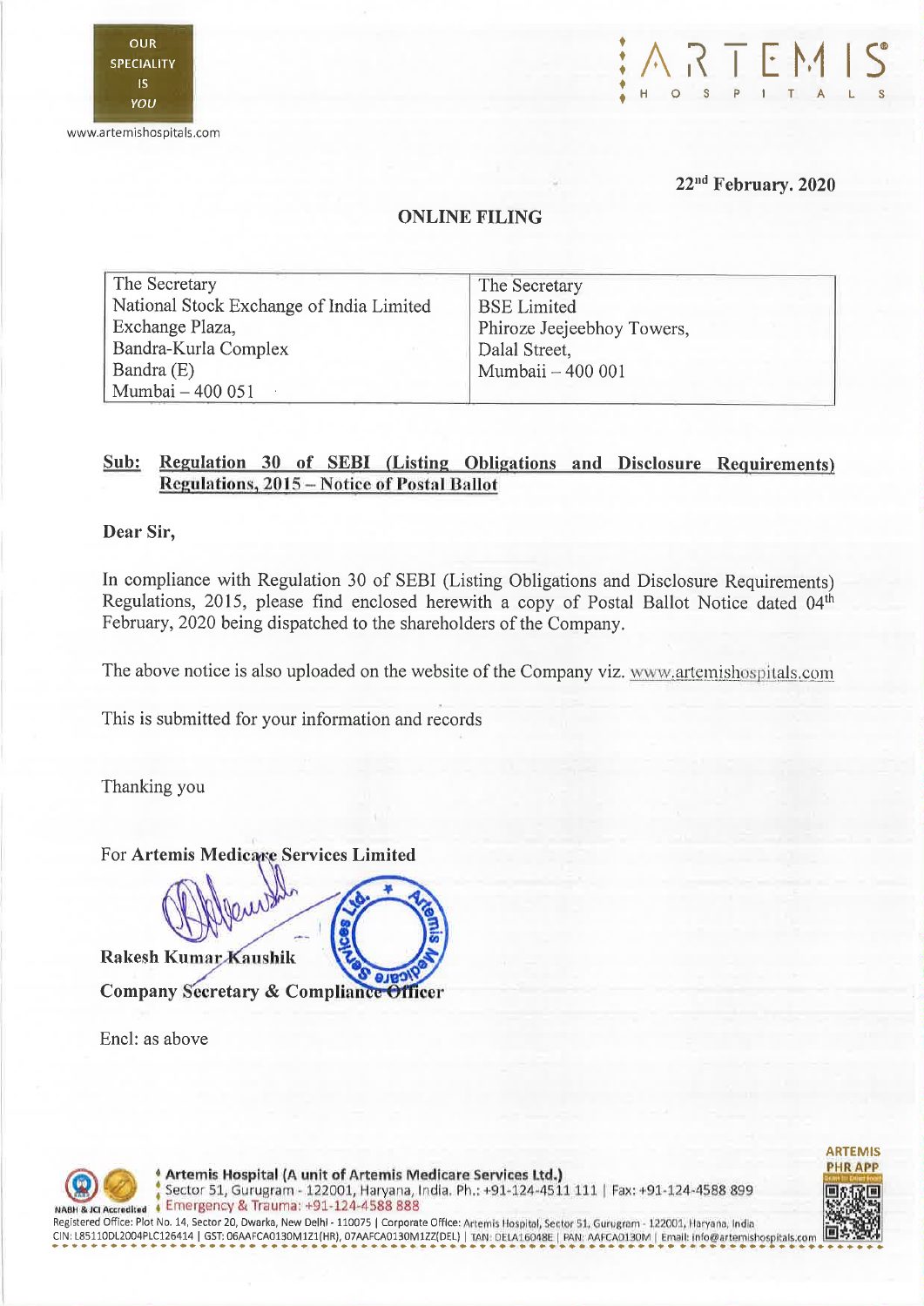OUR SPECIALITY IS *YOU*

www.artemishospitals.com

ARTEMIS HOSPITALS

22nd February. 2020

**ONLINE FILING**

| | |
|---|---|
| The Secretary<br>National Stock Exchange of India Limited<br>Exchange Plaza,<br>Bandra-Kurla Complex<br>Bandra (E)<br>Mumbai – 400 051 | The Secretary<br>BSE Limited<br>Phiroze Jeejeebhoy Towers,<br>Dalal Street,<br>Mumbaii – 400 001 |

**Sub: Regulation 30 of SEBI (Listing Obligations and Disclosure Requirements) Regulations, 2015 – Notice of Postal Ballot**

**Dear Sir,**

In compliance with Regulation 30 of SEBI (Listing Obligations and Disclosure Requirements) Regulations, 2015, please find enclosed herewith a copy of Postal Ballot Notice dated 04th February, 2020 being dispatched to the shareholders of the Company.

The above notice is also uploaded on the website of the Company viz. www.artemishospitals.com

This is submitted for your information and records

Thanking you

For **Artemis Medicare Services Limited**

**Rakesh Kumar Kaushik**

**Company Secretary & Compliance Officer**

Encl: as above

**Artemis Hospital (A unit of Artemis Medicare Services Ltd.)**
Sector 51, Gurugram - 122001, Haryana, India. Ph.: +91-124-4511 111 | Fax: +91-124-4588 899
Emergency & Trauma: +91-124-4588 888
Registered Office: Plot No. 14, Sector 20, Dwarka, New Delhi - 110075 | Corporate Office: Artemis Hospital, Sector 51, Gurugram - 122001, Haryana, India
CIN: L85110DL2004PLC126414 | GST: 06AAFCA0130M1Z1(HR), 07AAFCA0130M1ZZ(DEL) | TAN: DELA16048E | PAN: AAFCA0130M | Email: info@artemishospitals.com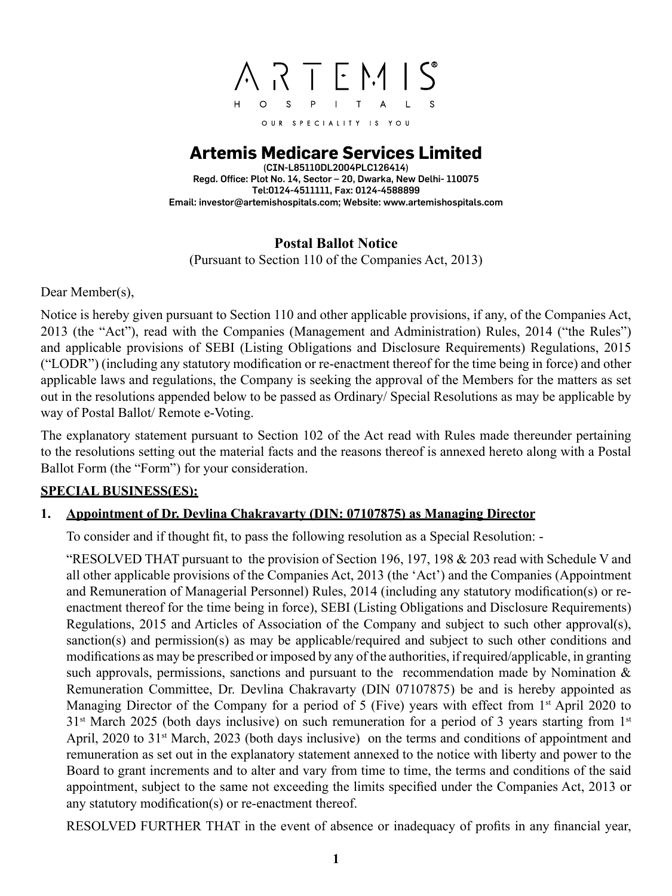# ARTEMIS HOSPITALS

OUR SPECIALITY IS YOU

## Artemis Medicare Services Limited

(CIN-L85110DL2004PLC126414)
Regd. Office: Plot No. 14, Sector – 20, Dwarka, New Delhi- 110075
Tel:0124-4511111, Fax: 0124-4588899
Email: investor@artemishospitals.com; Website: www.artemishospitals.com

### Postal Ballot Notice

(Pursuant to Section 110 of the Companies Act, 2013)

Dear Member(s),

Notice is hereby given pursuant to Section 110 and other applicable provisions, if any, of the Companies Act, 2013 (the "Act"), read with the Companies (Management and Administration) Rules, 2014 ("the Rules") and applicable provisions of SEBI (Listing Obligations and Disclosure Requirements) Regulations, 2015 ("LODR") (including any statutory modification or re-enactment thereof for the time being in force) and other applicable laws and regulations, the Company is seeking the approval of the Members for the matters as set out in the resolutions appended below to be passed as Ordinary/ Special Resolutions as may be applicable by way of Postal Ballot/ Remote e-Voting.

The explanatory statement pursuant to Section 102 of the Act read with Rules made thereunder pertaining to the resolutions setting out the material facts and the reasons thereof is annexed hereto along with a Postal Ballot Form (the "Form") for your consideration.

**SPECIAL BUSINESS(ES):**

1. **Appointment of Dr. Devlina Chakravarty (DIN: 07107875) as Managing Director**

   To consider and if thought fit, to pass the following resolution as a Special Resolution: -

   "RESOLVED THAT pursuant to the provision of Section 196, 197, 198 & 203 read with Schedule V and all other applicable provisions of the Companies Act, 2013 (the 'Act') and the Companies (Appointment and Remuneration of Managerial Personnel) Rules, 2014 (including any statutory modification(s) or re-enactment thereof for the time being in force), SEBI (Listing Obligations and Disclosure Requirements) Regulations, 2015 and Articles of Association of the Company and subject to such other approval(s), sanction(s) and permission(s) as may be applicable/required and subject to such other conditions and modifications as may be prescribed or imposed by any of the authorities, if required/applicable, in granting such approvals, permissions, sanctions and pursuant to the recommendation made by Nomination & Remuneration Committee, Dr. Devlina Chakravarty (DIN 07107875) be and is hereby appointed as Managing Director of the Company for a period of 5 (Five) years with effect from 1st April 2020 to 31st March 2025 (both days inclusive) on such remuneration for a period of 3 years starting from 1st April, 2020 to 31st March, 2023 (both days inclusive) on the terms and conditions of appointment and remuneration as set out in the explanatory statement annexed to the notice with liberty and power to the Board to grant increments and to alter and vary from time to time, the terms and conditions of the said appointment, subject to the same not exceeding the limits specified under the Companies Act, 2013 or any statutory modification(s) or re-enactment thereof.

   RESOLVED FURTHER THAT in the event of absence or inadequacy of profits in any financial year,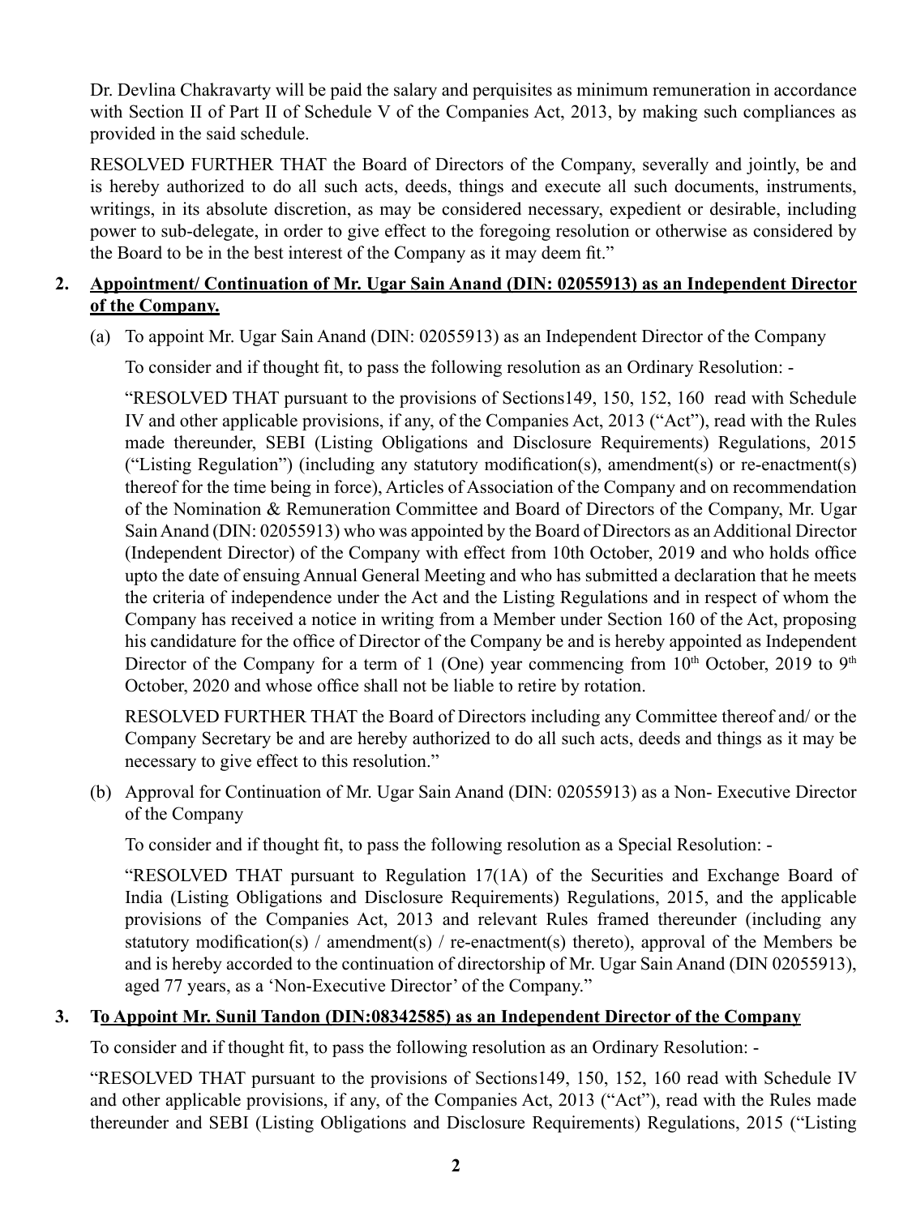Dr. Devlina Chakravarty will be paid the salary and perquisites as minimum remuneration in accordance with Section II of Part II of Schedule V of the Companies Act, 2013, by making such compliances as provided in the said schedule.

RESOLVED FURTHER THAT the Board of Directors of the Company, severally and jointly, be and is hereby authorized to do all such acts, deeds, things and execute all such documents, instruments, writings, in its absolute discretion, as may be considered necessary, expedient or desirable, including power to sub-delegate, in order to give effect to the foregoing resolution or otherwise as considered by the Board to be in the best interest of the Company as it may deem fit."

**2. Appointment/ Continuation of Mr. Ugar Sain Anand (DIN: 02055913) as an Independent Director of the Company.**

(a) To appoint Mr. Ugar Sain Anand (DIN: 02055913) as an Independent Director of the Company

To consider and if thought fit, to pass the following resolution as an Ordinary Resolution: -

"RESOLVED THAT pursuant to the provisions of Sections149, 150, 152, 160 read with Schedule IV and other applicable provisions, if any, of the Companies Act, 2013 ("Act"), read with the Rules made thereunder, SEBI (Listing Obligations and Disclosure Requirements) Regulations, 2015 ("Listing Regulation") (including any statutory modification(s), amendment(s) or re-enactment(s) thereof for the time being in force), Articles of Association of the Company and on recommendation of the Nomination & Remuneration Committee and Board of Directors of the Company, Mr. Ugar Sain Anand (DIN: 02055913) who was appointed by the Board of Directors as an Additional Director (Independent Director) of the Company with effect from 10th October, 2019 and who holds office upto the date of ensuing Annual General Meeting and who has submitted a declaration that he meets the criteria of independence under the Act and the Listing Regulations and in respect of whom the Company has received a notice in writing from a Member under Section 160 of the Act, proposing his candidature for the office of Director of the Company be and is hereby appointed as Independent Director of the Company for a term of 1 (One) year commencing from 10th October, 2019 to 9th October, 2020 and whose office shall not be liable to retire by rotation.

RESOLVED FURTHER THAT the Board of Directors including any Committee thereof and/ or the Company Secretary be and are hereby authorized to do all such acts, deeds and things as it may be necessary to give effect to this resolution."

(b) Approval for Continuation of Mr. Ugar Sain Anand (DIN: 02055913) as a Non- Executive Director of the Company

To consider and if thought fit, to pass the following resolution as a Special Resolution: -

"RESOLVED THAT pursuant to Regulation 17(1A) of the Securities and Exchange Board of India (Listing Obligations and Disclosure Requirements) Regulations, 2015, and the applicable provisions of the Companies Act, 2013 and relevant Rules framed thereunder (including any statutory modification(s) / amendment(s) / re-enactment(s) thereto), approval of the Members be and is hereby accorded to the continuation of directorship of Mr. Ugar Sain Anand (DIN 02055913), aged 77 years, as a 'Non-Executive Director' of the Company."

**3. To Appoint Mr. Sunil Tandon (DIN:08342585) as an Independent Director of the Company**

To consider and if thought fit, to pass the following resolution as an Ordinary Resolution: -

"RESOLVED THAT pursuant to the provisions of Sections149, 150, 152, 160 read with Schedule IV and other applicable provisions, if any, of the Companies Act, 2013 ("Act"), read with the Rules made thereunder and SEBI (Listing Obligations and Disclosure Requirements) Regulations, 2015 ("Listing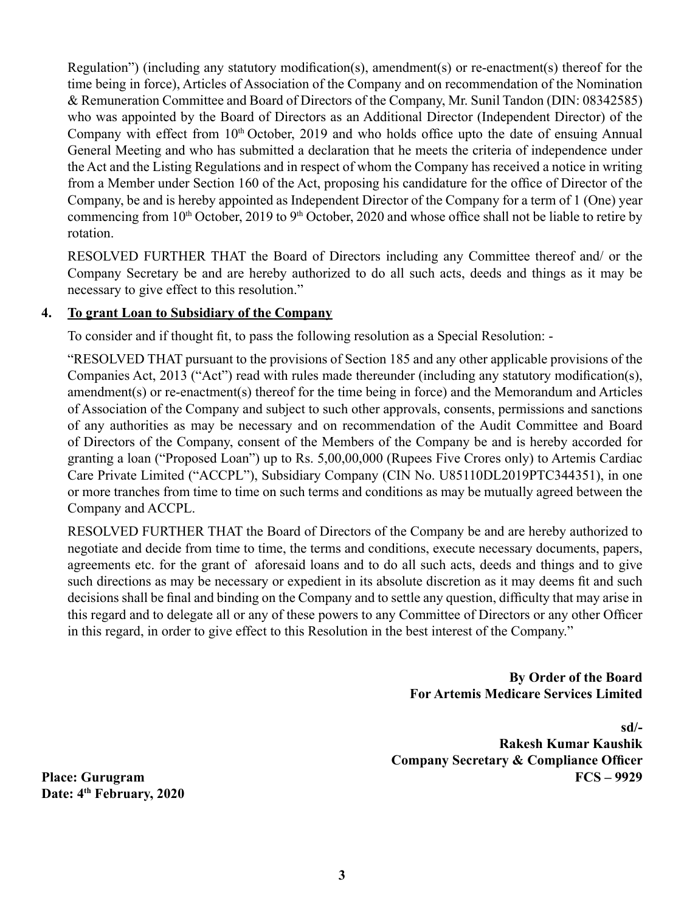Regulation") (including any statutory modification(s), amendment(s) or re-enactment(s) thereof for the time being in force), Articles of Association of the Company and on recommendation of the Nomination & Remuneration Committee and Board of Directors of the Company, Mr. Sunil Tandon (DIN: 08342585) who was appointed by the Board of Directors as an Additional Director (Independent Director) of the Company with effect from 10th October, 2019 and who holds office upto the date of ensuing Annual General Meeting and who has submitted a declaration that he meets the criteria of independence under the Act and the Listing Regulations and in respect of whom the Company has received a notice in writing from a Member under Section 160 of the Act, proposing his candidature for the office of Director of the Company, be and is hereby appointed as Independent Director of the Company for a term of 1 (One) year commencing from 10th October, 2019 to 9th October, 2020 and whose office shall not be liable to retire by rotation.

RESOLVED FURTHER THAT the Board of Directors including any Committee thereof and/ or the Company Secretary be and are hereby authorized to do all such acts, deeds and things as it may be necessary to give effect to this resolution."

4. **To grant Loan to Subsidiary of the Company**

To consider and if thought fit, to pass the following resolution as a Special Resolution: -

"RESOLVED THAT pursuant to the provisions of Section 185 and any other applicable provisions of the Companies Act, 2013 ("Act") read with rules made thereunder (including any statutory modification(s), amendment(s) or re-enactment(s) thereof for the time being in force) and the Memorandum and Articles of Association of the Company and subject to such other approvals, consents, permissions and sanctions of any authorities as may be necessary and on recommendation of the Audit Committee and Board of Directors of the Company, consent of the Members of the Company be and is hereby accorded for granting a loan ("Proposed Loan") up to Rs. 5,00,00,000 (Rupees Five Crores only) to Artemis Cardiac Care Private Limited ("ACCPL"), Subsidiary Company (CIN No. U85110DL2019PTC344351), in one or more tranches from time to time on such terms and conditions as may be mutually agreed between the Company and ACCPL.

RESOLVED FURTHER THAT the Board of Directors of the Company be and are hereby authorized to negotiate and decide from time to time, the terms and conditions, execute necessary documents, papers, agreements etc. for the grant of aforesaid loans and to do all such acts, deeds and things and to give such directions as may be necessary or expedient in its absolute discretion as it may deems fit and such decisions shall be final and binding on the Company and to settle any question, difficulty that may arise in this regard and to delegate all or any of these powers to any Committee of Directors or any other Officer in this regard, in order to give effect to this Resolution in the best interest of the Company."

**By Order of the Board**
**For Artemis Medicare Services Limited**

**sd/-**
**Rakesh Kumar Kaushik**
**Company Secretary & Compliance Officer**
**FCS – 9929**

**Place: Gurugram**
**Date: 4th February, 2020**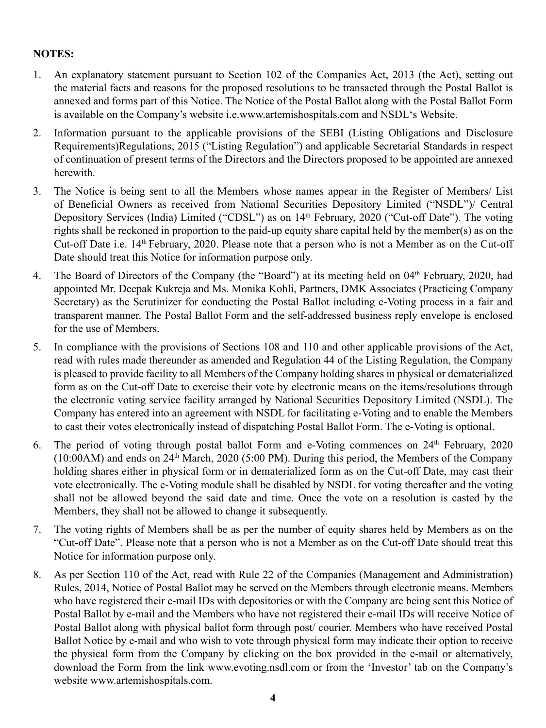**NOTES:**

1. An explanatory statement pursuant to Section 102 of the Companies Act, 2013 (the Act), setting out the material facts and reasons for the proposed resolutions to be transacted through the Postal Ballot is annexed and forms part of this Notice. The Notice of the Postal Ballot along with the Postal Ballot Form is available on the Company's website i.e.www.artemishospitals.com and NSDL's Website.

2. Information pursuant to the applicable provisions of the SEBI (Listing Obligations and Disclosure Requirements)Regulations, 2015 ("Listing Regulation") and applicable Secretarial Standards in respect of continuation of present terms of the Directors and the Directors proposed to be appointed are annexed herewith.

3. The Notice is being sent to all the Members whose names appear in the Register of Members/ List of Beneficial Owners as received from National Securities Depository Limited ("NSDL")/ Central Depository Services (India) Limited ("CDSL") as on 14th February, 2020 ("Cut-off Date"). The voting rights shall be reckoned in proportion to the paid-up equity share capital held by the member(s) as on the Cut-off Date i.e. 14th February, 2020. Please note that a person who is not a Member as on the Cut-off Date should treat this Notice for information purpose only.

4. The Board of Directors of the Company (the "Board") at its meeting held on 04th February, 2020, had appointed Mr. Deepak Kukreja and Ms. Monika Kohli, Partners, DMK Associates (Practicing Company Secretary) as the Scrutinizer for conducting the Postal Ballot including e-Voting process in a fair and transparent manner. The Postal Ballot Form and the self-addressed business reply envelope is enclosed for the use of Members.

5. In compliance with the provisions of Sections 108 and 110 and other applicable provisions of the Act, read with rules made thereunder as amended and Regulation 44 of the Listing Regulation, the Company is pleased to provide facility to all Members of the Company holding shares in physical or dematerialized form as on the Cut-off Date to exercise their vote by electronic means on the items/resolutions through the electronic voting service facility arranged by National Securities Depository Limited (NSDL). The Company has entered into an agreement with NSDL for facilitating e-Voting and to enable the Members to cast their votes electronically instead of dispatching Postal Ballot Form. The e-Voting is optional.

6. The period of voting through postal ballot Form and e-Voting commences on 24th February, 2020 (10:00AM) and ends on 24th March, 2020 (5:00 PM). During this period, the Members of the Company holding shares either in physical form or in dematerialized form as on the Cut-off Date, may cast their vote electronically. The e-Voting module shall be disabled by NSDL for voting thereafter and the voting shall not be allowed beyond the said date and time. Once the vote on a resolution is casted by the Members, they shall not be allowed to change it subsequently.

7. The voting rights of Members shall be as per the number of equity shares held by Members as on the "Cut-off Date". Please note that a person who is not a Member as on the Cut-off Date should treat this Notice for information purpose only.

8. As per Section 110 of the Act, read with Rule 22 of the Companies (Management and Administration) Rules, 2014, Notice of Postal Ballot may be served on the Members through electronic means. Members who have registered their e-mail IDs with depositories or with the Company are being sent this Notice of Postal Ballot by e-mail and the Members who have not registered their e-mail IDs will receive Notice of Postal Ballot along with physical ballot form through post/ courier. Members who have received Postal Ballot Notice by e-mail and who wish to vote through physical form may indicate their option to receive the physical form from the Company by clicking on the box provided in the e-mail or alternatively, download the Form from the link www.evoting.nsdl.com or from the 'Investor' tab on the Company's website www.artemishospitals.com.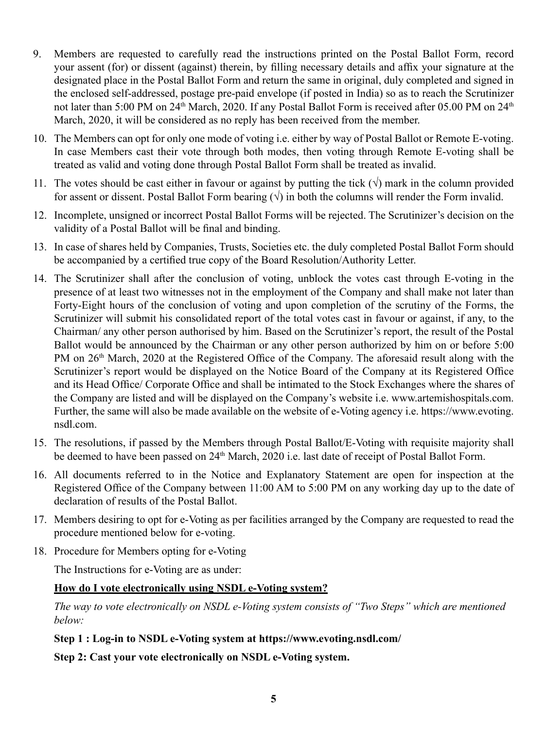9. Members are requested to carefully read the instructions printed on the Postal Ballot Form, record your assent (for) or dissent (against) therein, by filling necessary details and affix your signature at the designated place in the Postal Ballot Form and return the same in original, duly completed and signed in the enclosed self-addressed, postage pre-paid envelope (if posted in India) so as to reach the Scrutinizer not later than 5:00 PM on 24th March, 2020. If any Postal Ballot Form is received after 05.00 PM on 24th March, 2020, it will be considered as no reply has been received from the member.

10. The Members can opt for only one mode of voting i.e. either by way of Postal Ballot or Remote E-voting. In case Members cast their vote through both modes, then voting through Remote E-voting shall be treated as valid and voting done through Postal Ballot Form shall be treated as invalid.

11. The votes should be cast either in favour or against by putting the tick (√) mark in the column provided for assent or dissent. Postal Ballot Form bearing (√) in both the columns will render the Form invalid.

12. Incomplete, unsigned or incorrect Postal Ballot Forms will be rejected. The Scrutinizer's decision on the validity of a Postal Ballot will be final and binding.

13. In case of shares held by Companies, Trusts, Societies etc. the duly completed Postal Ballot Form should be accompanied by a certified true copy of the Board Resolution/Authority Letter.

14. The Scrutinizer shall after the conclusion of voting, unblock the votes cast through E-voting in the presence of at least two witnesses not in the employment of the Company and shall make not later than Forty-Eight hours of the conclusion of voting and upon completion of the scrutiny of the Forms, the Scrutinizer will submit his consolidated report of the total votes cast in favour or against, if any, to the Chairman/ any other person authorised by him. Based on the Scrutinizer's report, the result of the Postal Ballot would be announced by the Chairman or any other person authorized by him on or before 5:00 PM on 26th March, 2020 at the Registered Office of the Company. The aforesaid result along with the Scrutinizer's report would be displayed on the Notice Board of the Company at its Registered Office and its Head Office/ Corporate Office and shall be intimated to the Stock Exchanges where the shares of the Company are listed and will be displayed on the Company's website i.e. www.artemishospitals.com. Further, the same will also be made available on the website of e-Voting agency i.e. https://www.evoting.nsdl.com.

15. The resolutions, if passed by the Members through Postal Ballot/E-Voting with requisite majority shall be deemed to have been passed on 24th March, 2020 i.e. last date of receipt of Postal Ballot Form.

16. All documents referred to in the Notice and Explanatory Statement are open for inspection at the Registered Office of the Company between 11:00 AM to 5:00 PM on any working day up to the date of declaration of results of the Postal Ballot.

17. Members desiring to opt for e-Voting as per facilities arranged by the Company are requested to read the procedure mentioned below for e-voting.

18. Procedure for Members opting for e-Voting

    The Instructions for e-Voting are as under:

    **How do I vote electronically using NSDL e-Voting system?**

    *The way to vote electronically on NSDL e-Voting system consists of "Two Steps" which are mentioned below:*

    **Step 1 : Log-in to NSDL e-Voting system at https://www.evoting.nsdl.com/**

    **Step 2: Cast your vote electronically on NSDL e-Voting system.**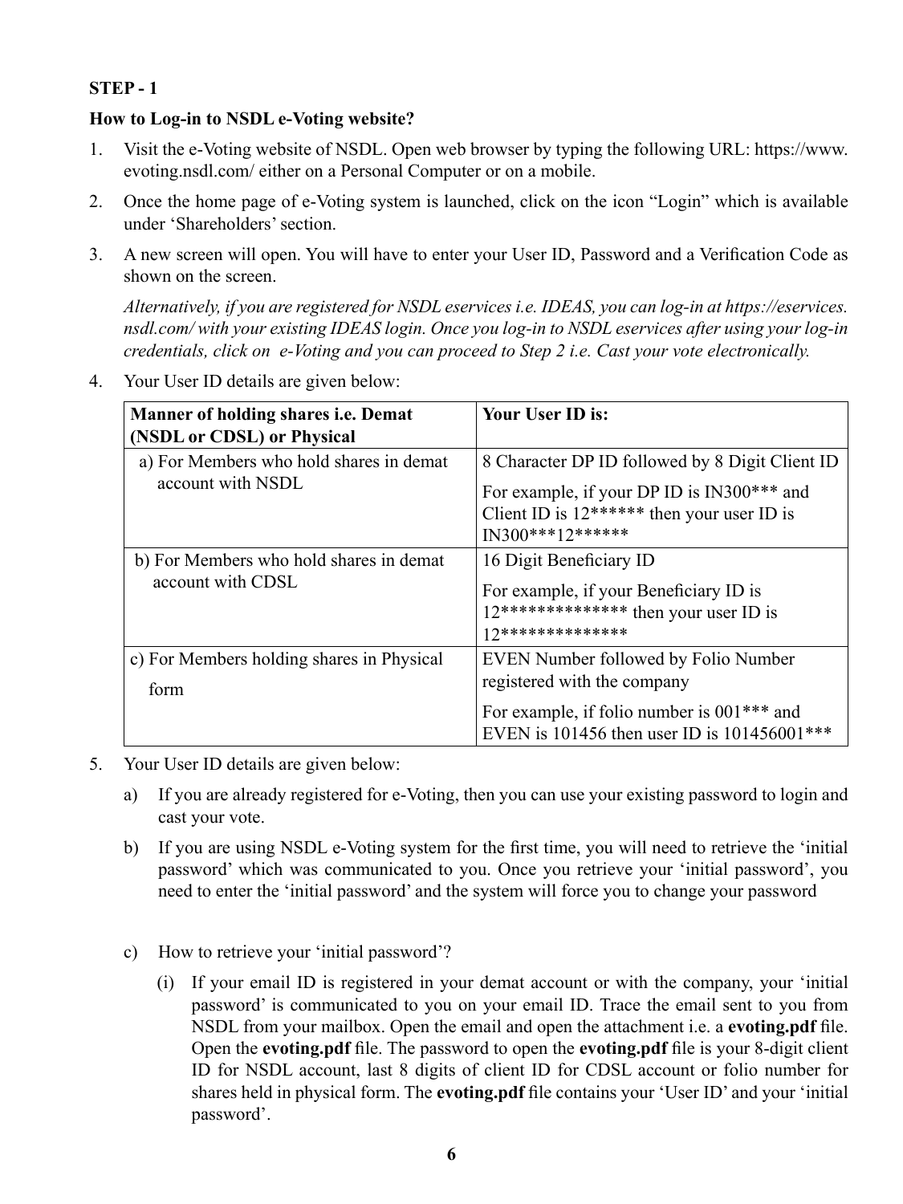**STEP - 1**

**How to Log-in to NSDL e-Voting website?**

1. Visit the e-Voting website of NSDL. Open web browser by typing the following URL: https://www.evoting.nsdl.com/ either on a Personal Computer or on a mobile.

2. Once the home page of e-Voting system is launched, click on the icon "Login" which is available under 'Shareholders' section.

3. A new screen will open. You will have to enter your User ID, Password and a Verification Code as shown on the screen.

   *Alternatively, if you are registered for NSDL eservices i.e. IDEAS, you can log-in at https://eservices.nsdl.com/ with your existing IDEAS login. Once you log-in to NSDL eservices after using your log-in credentials, click on e-Voting and you can proceed to Step 2 i.e. Cast your vote electronically.*

4. Your User ID details are given below:

| **Manner of holding shares i.e. Demat (NSDL or CDSL) or Physical** | **Your User ID is:** |
|---|---|
| a) For Members who hold shares in demat account with NSDL | 8 Character DP ID followed by 8 Digit Client ID<br>For example, if your DP ID is IN300*** and Client ID is 12****** then your user ID is IN300***12****** |
| b) For Members who hold shares in demat account with CDSL | 16 Digit Beneficiary ID<br>For example, if your Beneficiary ID is 12************** then your user ID is 12************** |
| c) For Members holding shares in Physical form | EVEN Number followed by Folio Number registered with the company<br>For example, if folio number is 001*** and EVEN is 101456 then user ID is 101456001*** |

5. Your User ID details are given below:

   a) If you are already registered for e-Voting, then you can use your existing password to login and cast your vote.

   b) If you are using NSDL e-Voting system for the first time, you will need to retrieve the 'initial password' which was communicated to you. Once you retrieve your 'initial password', you need to enter the 'initial password' and the system will force you to change your password

   c) How to retrieve your 'initial password'?

      (i) If your email ID is registered in your demat account or with the company, your 'initial password' is communicated to you on your email ID. Trace the email sent to you from NSDL from your mailbox. Open the email and open the attachment i.e. a **evoting.pdf** file. Open the **evoting.pdf** file. The password to open the **evoting.pdf** file is your 8-digit client ID for NSDL account, last 8 digits of client ID for CDSL account or folio number for shares held in physical form. The **evoting.pdf** file contains your 'User ID' and your 'initial password'.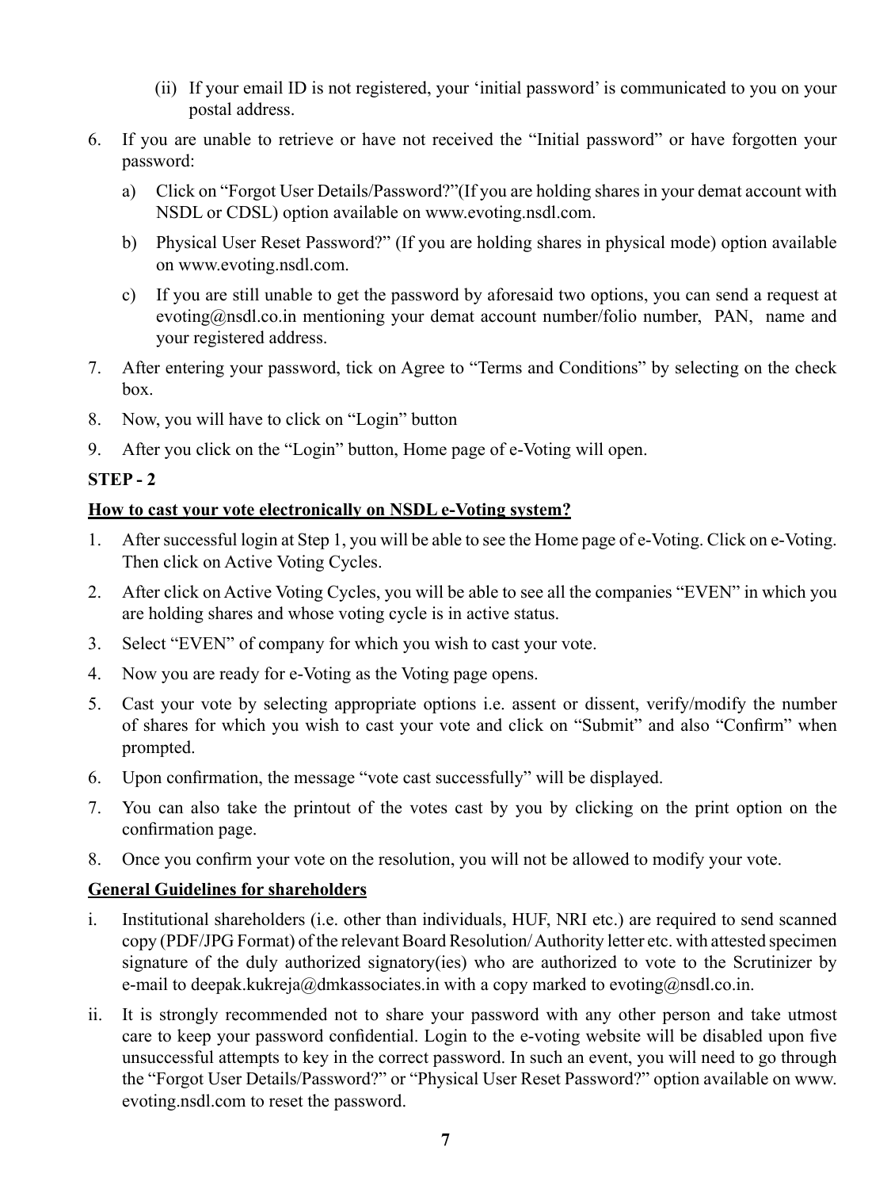(ii) If your email ID is not registered, your 'initial password' is communicated to you on your postal address.

6. If you are unable to retrieve or have not received the "Initial password" or have forgotten your password:

   a) Click on "Forgot User Details/Password?"(If you are holding shares in your demat account with NSDL or CDSL) option available on www.evoting.nsdl.com.

   b) Physical User Reset Password?" (If you are holding shares in physical mode) option available on www.evoting.nsdl.com.

   c) If you are still unable to get the password by aforesaid two options, you can send a request at evoting@nsdl.co.in mentioning your demat account number/folio number, PAN, name and your registered address.

7. After entering your password, tick on Agree to "Terms and Conditions" by selecting on the check box.

8. Now, you will have to click on "Login" button

9. After you click on the "Login" button, Home page of e-Voting will open.

**STEP - 2**

**How to cast your vote electronically on NSDL e-Voting system?**

1. After successful login at Step 1, you will be able to see the Home page of e-Voting. Click on e-Voting. Then click on Active Voting Cycles.

2. After click on Active Voting Cycles, you will be able to see all the companies "EVEN" in which you are holding shares and whose voting cycle is in active status.

3. Select "EVEN" of company for which you wish to cast your vote.

4. Now you are ready for e-Voting as the Voting page opens.

5. Cast your vote by selecting appropriate options i.e. assent or dissent, verify/modify the number of shares for which you wish to cast your vote and click on "Submit" and also "Confirm" when prompted.

6. Upon confirmation, the message "vote cast successfully" will be displayed.

7. You can also take the printout of the votes cast by you by clicking on the print option on the confirmation page.

8. Once you confirm your vote on the resolution, you will not be allowed to modify your vote.

**General Guidelines for shareholders**

i. Institutional shareholders (i.e. other than individuals, HUF, NRI etc.) are required to send scanned copy (PDF/JPG Format) of the relevant Board Resolution/ Authority letter etc. with attested specimen signature of the duly authorized signatory(ies) who are authorized to vote to the Scrutinizer by e-mail to deepak.kukreja@dmkassociates.in with a copy marked to evoting@nsdl.co.in.

ii. It is strongly recommended not to share your password with any other person and take utmost care to keep your password confidential. Login to the e-voting website will be disabled upon five unsuccessful attempts to key in the correct password. In such an event, you will need to go through the "Forgot User Details/Password?" or "Physical User Reset Password?" option available on www.evoting.nsdl.com to reset the password.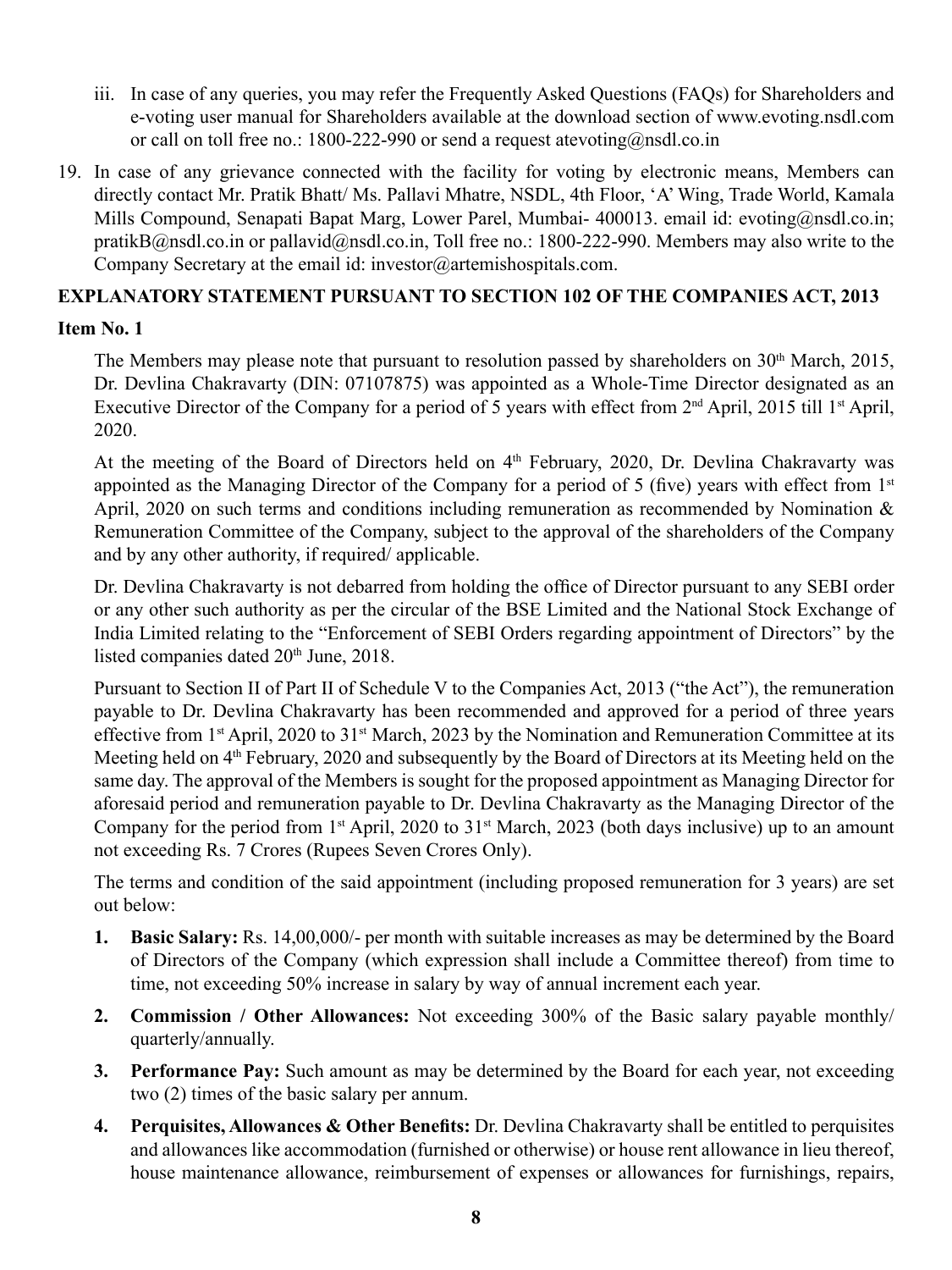iii. In case of any queries, you may refer the Frequently Asked Questions (FAQs) for Shareholders and e-voting user manual for Shareholders available at the download section of www.evoting.nsdl.com or call on toll free no.: 1800-222-990 or send a request atevoting@nsdl.co.in

19. In case of any grievance connected with the facility for voting by electronic means, Members can directly contact Mr. Pratik Bhatt/ Ms. Pallavi Mhatre, NSDL, 4th Floor, 'A' Wing, Trade World, Kamala Mills Compound, Senapati Bapat Marg, Lower Parel, Mumbai- 400013. email id: evoting@nsdl.co.in; pratikB@nsdl.co.in or pallavid@nsdl.co.in, Toll free no.: 1800-222-990. Members may also write to the Company Secretary at the email id: investor@artemishospitals.com.

## EXPLANATORY STATEMENT PURSUANT TO SECTION 102 OF THE COMPANIES ACT, 2013

### Item No. 1

The Members may please note that pursuant to resolution passed by shareholders on 30th March, 2015, Dr. Devlina Chakravarty (DIN: 07107875) was appointed as a Whole-Time Director designated as an Executive Director of the Company for a period of 5 years with effect from 2nd April, 2015 till 1st April, 2020.

At the meeting of the Board of Directors held on 4th February, 2020, Dr. Devlina Chakravarty was appointed as the Managing Director of the Company for a period of 5 (five) years with effect from 1st April, 2020 on such terms and conditions including remuneration as recommended by Nomination & Remuneration Committee of the Company, subject to the approval of the shareholders of the Company and by any other authority, if required/ applicable.

Dr. Devlina Chakravarty is not debarred from holding the office of Director pursuant to any SEBI order or any other such authority as per the circular of the BSE Limited and the National Stock Exchange of India Limited relating to the "Enforcement of SEBI Orders regarding appointment of Directors" by the listed companies dated 20th June, 2018.

Pursuant to Section II of Part II of Schedule V to the Companies Act, 2013 ("the Act"), the remuneration payable to Dr. Devlina Chakravarty has been recommended and approved for a period of three years effective from 1st April, 2020 to 31st March, 2023 by the Nomination and Remuneration Committee at its Meeting held on 4th February, 2020 and subsequently by the Board of Directors at its Meeting held on the same day. The approval of the Members is sought for the proposed appointment as Managing Director for aforesaid period and remuneration payable to Dr. Devlina Chakravarty as the Managing Director of the Company for the period from 1st April, 2020 to 31st March, 2023 (both days inclusive) up to an amount not exceeding Rs. 7 Crores (Rupees Seven Crores Only).

The terms and condition of the said appointment (including proposed remuneration for 3 years) are set out below:

1. **Basic Salary:** Rs. 14,00,000/- per month with suitable increases as may be determined by the Board of Directors of the Company (which expression shall include a Committee thereof) from time to time, not exceeding 50% increase in salary by way of annual increment each year.

2. **Commission / Other Allowances:** Not exceeding 300% of the Basic salary payable monthly/ quarterly/annually.

3. **Performance Pay:** Such amount as may be determined by the Board for each year, not exceeding two (2) times of the basic salary per annum.

4. **Perquisites, Allowances & Other Benefits:** Dr. Devlina Chakravarty shall be entitled to perquisites and allowances like accommodation (furnished or otherwise) or house rent allowance in lieu thereof, house maintenance allowance, reimbursement of expenses or allowances for furnishings, repairs,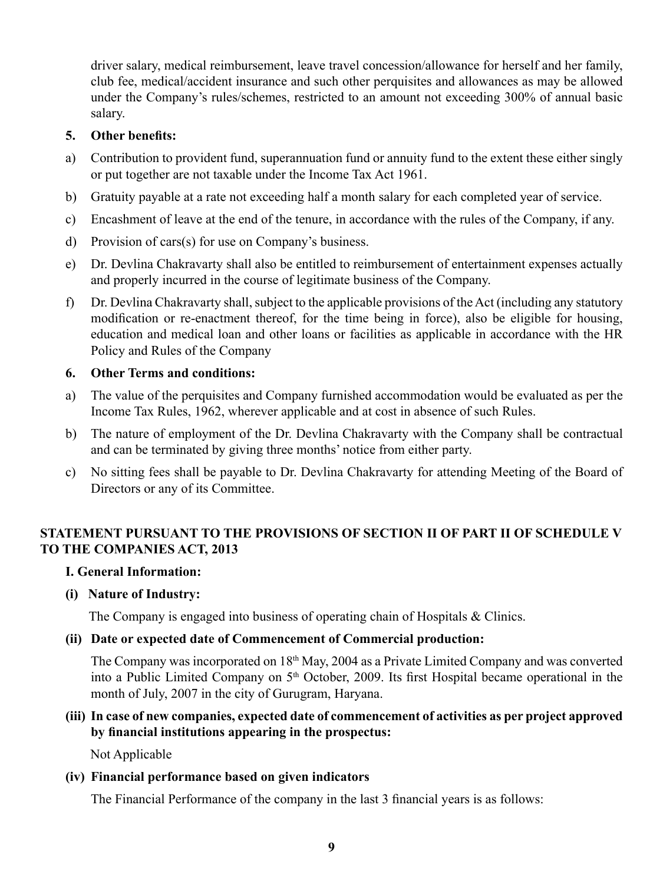driver salary, medical reimbursement, leave travel concession/allowance for herself and her family, club fee, medical/accident insurance and such other perquisites and allowances as may be allowed under the Company's rules/schemes, restricted to an amount not exceeding 300% of annual basic salary.

**5. Other benefits:**

a) Contribution to provident fund, superannuation fund or annuity fund to the extent these either singly or put together are not taxable under the Income Tax Act 1961.

b) Gratuity payable at a rate not exceeding half a month salary for each completed year of service.

c) Encashment of leave at the end of the tenure, in accordance with the rules of the Company, if any.

d) Provision of cars(s) for use on Company's business.

e) Dr. Devlina Chakravarty shall also be entitled to reimbursement of entertainment expenses actually and properly incurred in the course of legitimate business of the Company.

f) Dr. Devlina Chakravarty shall, subject to the applicable provisions of the Act (including any statutory modification or re-enactment thereof, for the time being in force), also be eligible for housing, education and medical loan and other loans or facilities as applicable in accordance with the HR Policy and Rules of the Company

**6. Other Terms and conditions:**

a) The value of the perquisites and Company furnished accommodation would be evaluated as per the Income Tax Rules, 1962, wherever applicable and at cost in absence of such Rules.

b) The nature of employment of the Dr. Devlina Chakravarty with the Company shall be contractual and can be terminated by giving three months' notice from either party.

c) No sitting fees shall be payable to Dr. Devlina Chakravarty for attending Meeting of the Board of Directors or any of its Committee.

## STATEMENT PURSUANT TO THE PROVISIONS OF SECTION II OF PART II OF SCHEDULE V TO THE COMPANIES ACT, 2013

**I. General Information:**

**(i) Nature of Industry:**

The Company is engaged into business of operating chain of Hospitals & Clinics.

**(ii) Date or expected date of Commencement of Commercial production:**

The Company was incorporated on 18th May, 2004 as a Private Limited Company and was converted into a Public Limited Company on 5th October, 2009. Its first Hospital became operational in the month of July, 2007 in the city of Gurugram, Haryana.

**(iii) In case of new companies, expected date of commencement of activities as per project approved by financial institutions appearing in the prospectus:**

Not Applicable

**(iv) Financial performance based on given indicators**

The Financial Performance of the company in the last 3 financial years is as follows: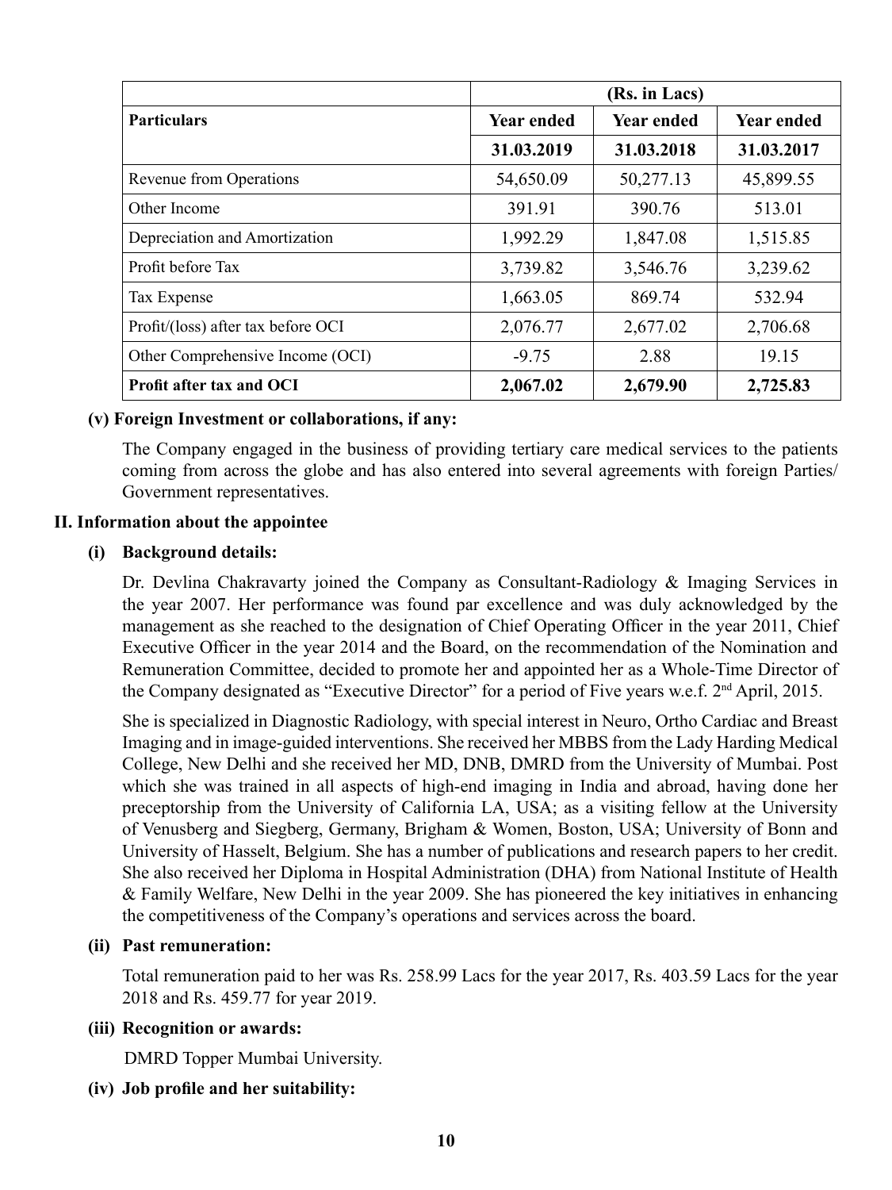| Particulars | (Rs. in Lacs) | | |
|---|---|---|---|
| | Year ended | Year ended | Year ended |
| | 31.03.2019 | 31.03.2018 | 31.03.2017 |
| Revenue from Operations | 54,650.09 | 50,277.13 | 45,899.55 |
| Other Income | 391.91 | 390.76 | 513.01 |
| Depreciation and Amortization | 1,992.29 | 1,847.08 | 1,515.85 |
| Profit before Tax | 3,739.82 | 3,546.76 | 3,239.62 |
| Tax Expense | 1,663.05 | 869.74 | 532.94 |
| Profit/(loss) after tax before OCI | 2,076.77 | 2,677.02 | 2,706.68 |
| Other Comprehensive Income (OCI) | -9.75 | 2.88 | 19.15 |
| **Profit after tax and OCI** | **2,067.02** | **2,679.90** | **2,725.83** |

**(v) Foreign Investment or collaborations, if any:**

The Company engaged in the business of providing tertiary care medical services to the patients coming from across the globe and has also entered into several agreements with foreign Parties/ Government representatives.

**II. Information about the appointee**

**(i) Background details:**

Dr. Devlina Chakravarty joined the Company as Consultant-Radiology & Imaging Services in the year 2007. Her performance was found par excellence and was duly acknowledged by the management as she reached to the designation of Chief Operating Officer in the year 2011, Chief Executive Officer in the year 2014 and the Board, on the recommendation of the Nomination and Remuneration Committee, decided to promote her and appointed her as a Whole-Time Director of the Company designated as "Executive Director" for a period of Five years w.e.f. 2nd April, 2015.

She is specialized in Diagnostic Radiology, with special interest in Neuro, Ortho Cardiac and Breast Imaging and in image-guided interventions. She received her MBBS from the Lady Harding Medical College, New Delhi and she received her MD, DNB, DMRD from the University of Mumbai. Post which she was trained in all aspects of high-end imaging in India and abroad, having done her preceptorship from the University of California LA, USA; as a visiting fellow at the University of Venusberg and Siegberg, Germany, Brigham & Women, Boston, USA; University of Bonn and University of Hasselt, Belgium. She has a number of publications and research papers to her credit. She also received her Diploma in Hospital Administration (DHA) from National Institute of Health & Family Welfare, New Delhi in the year 2009. She has pioneered the key initiatives in enhancing the competitiveness of the Company's operations and services across the board.

**(ii) Past remuneration:**

Total remuneration paid to her was Rs. 258.99 Lacs for the year 2017, Rs. 403.59 Lacs for the year 2018 and Rs. 459.77 for year 2019.

**(iii) Recognition or awards:**

DMRD Topper Mumbai University.

**(iv) Job profile and her suitability:**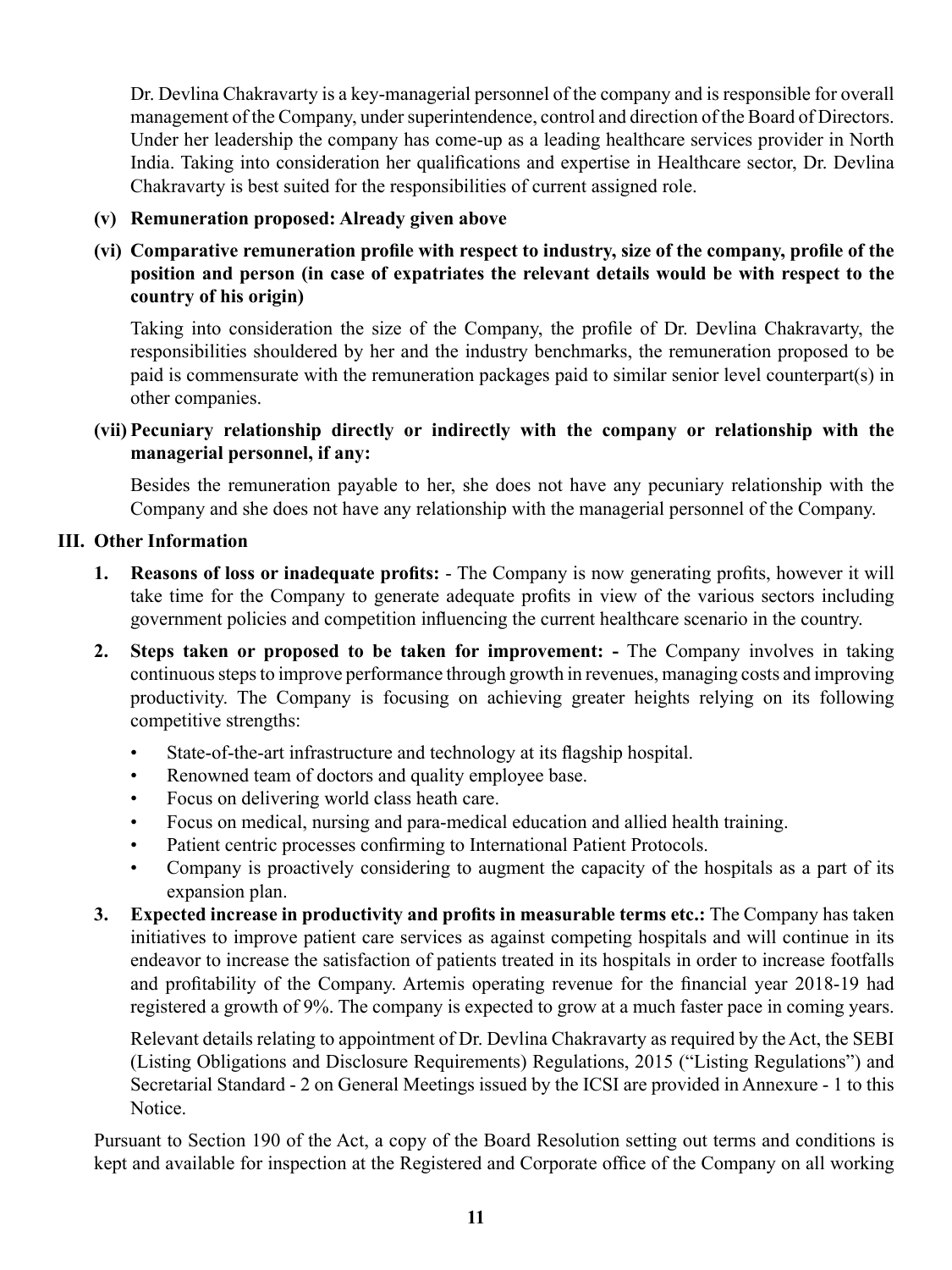Dr. Devlina Chakravarty is a key-managerial personnel of the company and is responsible for overall management of the Company, under superintendence, control and direction of the Board of Directors. Under her leadership the company has come-up as a leading healthcare services provider in North India. Taking into consideration her qualifications and expertise in Healthcare sector, Dr. Devlina Chakravarty is best suited for the responsibilities of current assigned role.

**(v) Remuneration proposed: Already given above**

**(vi) Comparative remuneration profile with respect to industry, size of the company, profile of the position and person (in case of expatriates the relevant details would be with respect to the country of his origin)**

Taking into consideration the size of the Company, the profile of Dr. Devlina Chakravarty, the responsibilities shouldered by her and the industry benchmarks, the remuneration proposed to be paid is commensurate with the remuneration packages paid to similar senior level counterpart(s) in other companies.

**(vii) Pecuniary relationship directly or indirectly with the company or relationship with the managerial personnel, if any:**

Besides the remuneration payable to her, she does not have any pecuniary relationship with the Company and she does not have any relationship with the managerial personnel of the Company.

### III. Other Information

1. **Reasons of loss or inadequate profits:** - The Company is now generating profits, however it will take time for the Company to generate adequate profits in view of the various sectors including government policies and competition influencing the current healthcare scenario in the country.

2. **Steps taken or proposed to be taken for improvement: -** The Company involves in taking continuous steps to improve performance through growth in revenues, managing costs and improving productivity. The Company is focusing on achieving greater heights relying on its following competitive strengths:
   - State-of-the-art infrastructure and technology at its flagship hospital.
   - Renowned team of doctors and quality employee base.
   - Focus on delivering world class heath care.
   - Focus on medical, nursing and para-medical education and allied health training.
   - Patient centric processes confirming to International Patient Protocols.
   - Company is proactively considering to augment the capacity of the hospitals as a part of its expansion plan.

3. **Expected increase in productivity and profits in measurable terms etc.:** The Company has taken initiatives to improve patient care services as against competing hospitals and will continue in its endeavor to increase the satisfaction of patients treated in its hospitals in order to increase footfalls and profitability of the Company. Artemis operating revenue for the financial year 2018-19 had registered a growth of 9%. The company is expected to grow at a much faster pace in coming years.

   Relevant details relating to appointment of Dr. Devlina Chakravarty as required by the Act, the SEBI (Listing Obligations and Disclosure Requirements) Regulations, 2015 ("Listing Regulations") and Secretarial Standard - 2 on General Meetings issued by the ICSI are provided in Annexure - 1 to this Notice.

Pursuant to Section 190 of the Act, a copy of the Board Resolution setting out terms and conditions is kept and available for inspection at the Registered and Corporate office of the Company on all working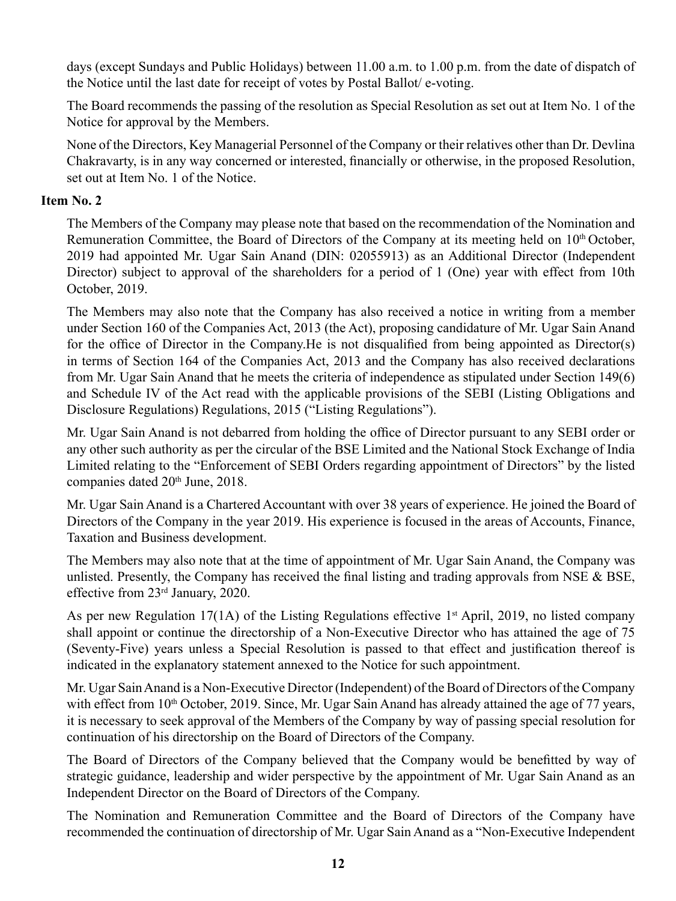days (except Sundays and Public Holidays) between 11.00 a.m. to 1.00 p.m. from the date of dispatch of the Notice until the last date for receipt of votes by Postal Ballot/ e-voting.

The Board recommends the passing of the resolution as Special Resolution as set out at Item No. 1 of the Notice for approval by the Members.

None of the Directors, Key Managerial Personnel of the Company or their relatives other than Dr. Devlina Chakravarty, is in any way concerned or interested, financially or otherwise, in the proposed Resolution, set out at Item No. 1 of the Notice.

**Item No. 2**

The Members of the Company may please note that based on the recommendation of the Nomination and Remuneration Committee, the Board of Directors of the Company at its meeting held on 10th October, 2019 had appointed Mr. Ugar Sain Anand (DIN: 02055913) as an Additional Director (Independent Director) subject to approval of the shareholders for a period of 1 (One) year with effect from 10th October, 2019.

The Members may also note that the Company has also received a notice in writing from a member under Section 160 of the Companies Act, 2013 (the Act), proposing candidature of Mr. Ugar Sain Anand for the office of Director in the Company.He is not disqualified from being appointed as Director(s) in terms of Section 164 of the Companies Act, 2013 and the Company has also received declarations from Mr. Ugar Sain Anand that he meets the criteria of independence as stipulated under Section 149(6) and Schedule IV of the Act read with the applicable provisions of the SEBI (Listing Obligations and Disclosure Regulations) Regulations, 2015 ("Listing Regulations").

Mr. Ugar Sain Anand is not debarred from holding the office of Director pursuant to any SEBI order or any other such authority as per the circular of the BSE Limited and the National Stock Exchange of India Limited relating to the "Enforcement of SEBI Orders regarding appointment of Directors" by the listed companies dated 20th June, 2018.

Mr. Ugar Sain Anand is a Chartered Accountant with over 38 years of experience. He joined the Board of Directors of the Company in the year 2019. His experience is focused in the areas of Accounts, Finance, Taxation and Business development.

The Members may also note that at the time of appointment of Mr. Ugar Sain Anand, the Company was unlisted. Presently, the Company has received the final listing and trading approvals from NSE & BSE, effective from 23rd January, 2020.

As per new Regulation 17(1A) of the Listing Regulations effective 1st April, 2019, no listed company shall appoint or continue the directorship of a Non-Executive Director who has attained the age of 75 (Seventy-Five) years unless a Special Resolution is passed to that effect and justification thereof is indicated in the explanatory statement annexed to the Notice for such appointment.

Mr. Ugar Sain Anand is a Non-Executive Director (Independent) of the Board of Directors of the Company with effect from 10th October, 2019. Since, Mr. Ugar Sain Anand has already attained the age of 77 years, it is necessary to seek approval of the Members of the Company by way of passing special resolution for continuation of his directorship on the Board of Directors of the Company.

The Board of Directors of the Company believed that the Company would be benefitted by way of strategic guidance, leadership and wider perspective by the appointment of Mr. Ugar Sain Anand as an Independent Director on the Board of Directors of the Company.

The Nomination and Remuneration Committee and the Board of Directors of the Company have recommended the continuation of directorship of Mr. Ugar Sain Anand as a "Non-Executive Independent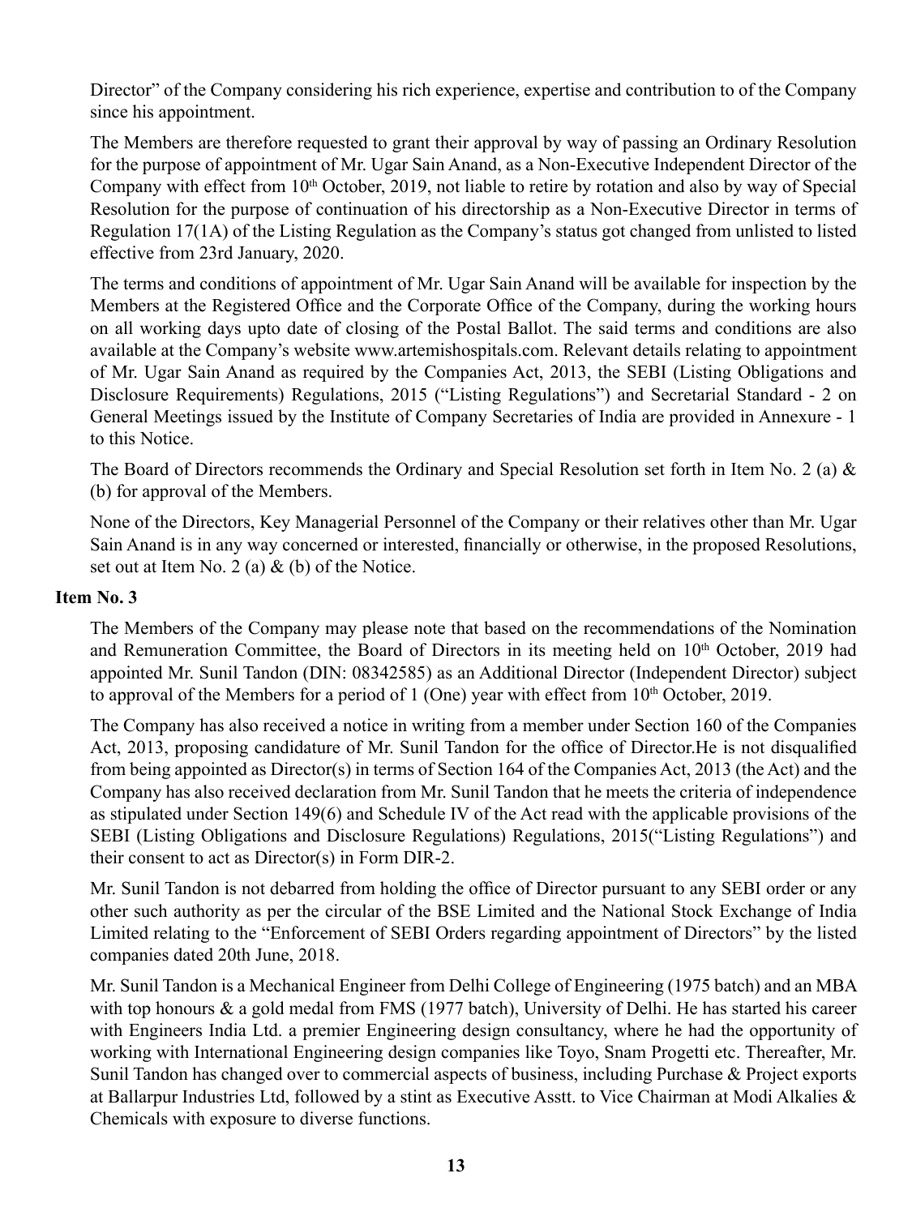Director" of the Company considering his rich experience, expertise and contribution to of the Company since his appointment.

The Members are therefore requested to grant their approval by way of passing an Ordinary Resolution for the purpose of appointment of Mr. Ugar Sain Anand, as a Non-Executive Independent Director of the Company with effect from 10th October, 2019, not liable to retire by rotation and also by way of Special Resolution for the purpose of continuation of his directorship as a Non-Executive Director in terms of Regulation 17(1A) of the Listing Regulation as the Company's status got changed from unlisted to listed effective from 23rd January, 2020.

The terms and conditions of appointment of Mr. Ugar Sain Anand will be available for inspection by the Members at the Registered Office and the Corporate Office of the Company, during the working hours on all working days upto date of closing of the Postal Ballot. The said terms and conditions are also available at the Company's website www.artemishospitals.com. Relevant details relating to appointment of Mr. Ugar Sain Anand as required by the Companies Act, 2013, the SEBI (Listing Obligations and Disclosure Requirements) Regulations, 2015 ("Listing Regulations") and Secretarial Standard - 2 on General Meetings issued by the Institute of Company Secretaries of India are provided in Annexure - 1 to this Notice.

The Board of Directors recommends the Ordinary and Special Resolution set forth in Item No. 2 (a) & (b) for approval of the Members.

None of the Directors, Key Managerial Personnel of the Company or their relatives other than Mr. Ugar Sain Anand is in any way concerned or interested, financially or otherwise, in the proposed Resolutions, set out at Item No. 2 (a) & (b) of the Notice.

**Item No. 3**

The Members of the Company may please note that based on the recommendations of the Nomination and Remuneration Committee, the Board of Directors in its meeting held on 10th October, 2019 had appointed Mr. Sunil Tandon (DIN: 08342585) as an Additional Director (Independent Director) subject to approval of the Members for a period of 1 (One) year with effect from 10th October, 2019.

The Company has also received a notice in writing from a member under Section 160 of the Companies Act, 2013, proposing candidature of Mr. Sunil Tandon for the office of Director.He is not disqualified from being appointed as Director(s) in terms of Section 164 of the Companies Act, 2013 (the Act) and the Company has also received declaration from Mr. Sunil Tandon that he meets the criteria of independence as stipulated under Section 149(6) and Schedule IV of the Act read with the applicable provisions of the SEBI (Listing Obligations and Disclosure Regulations) Regulations, 2015("Listing Regulations") and their consent to act as Director(s) in Form DIR-2.

Mr. Sunil Tandon is not debarred from holding the office of Director pursuant to any SEBI order or any other such authority as per the circular of the BSE Limited and the National Stock Exchange of India Limited relating to the "Enforcement of SEBI Orders regarding appointment of Directors" by the listed companies dated 20th June, 2018.

Mr. Sunil Tandon is a Mechanical Engineer from Delhi College of Engineering (1975 batch) and an MBA with top honours & a gold medal from FMS (1977 batch), University of Delhi. He has started his career with Engineers India Ltd. a premier Engineering design consultancy, where he had the opportunity of working with International Engineering design companies like Toyo, Snam Progetti etc. Thereafter, Mr. Sunil Tandon has changed over to commercial aspects of business, including Purchase & Project exports at Ballarpur Industries Ltd, followed by a stint as Executive Asstt. to Vice Chairman at Modi Alkalies & Chemicals with exposure to diverse functions.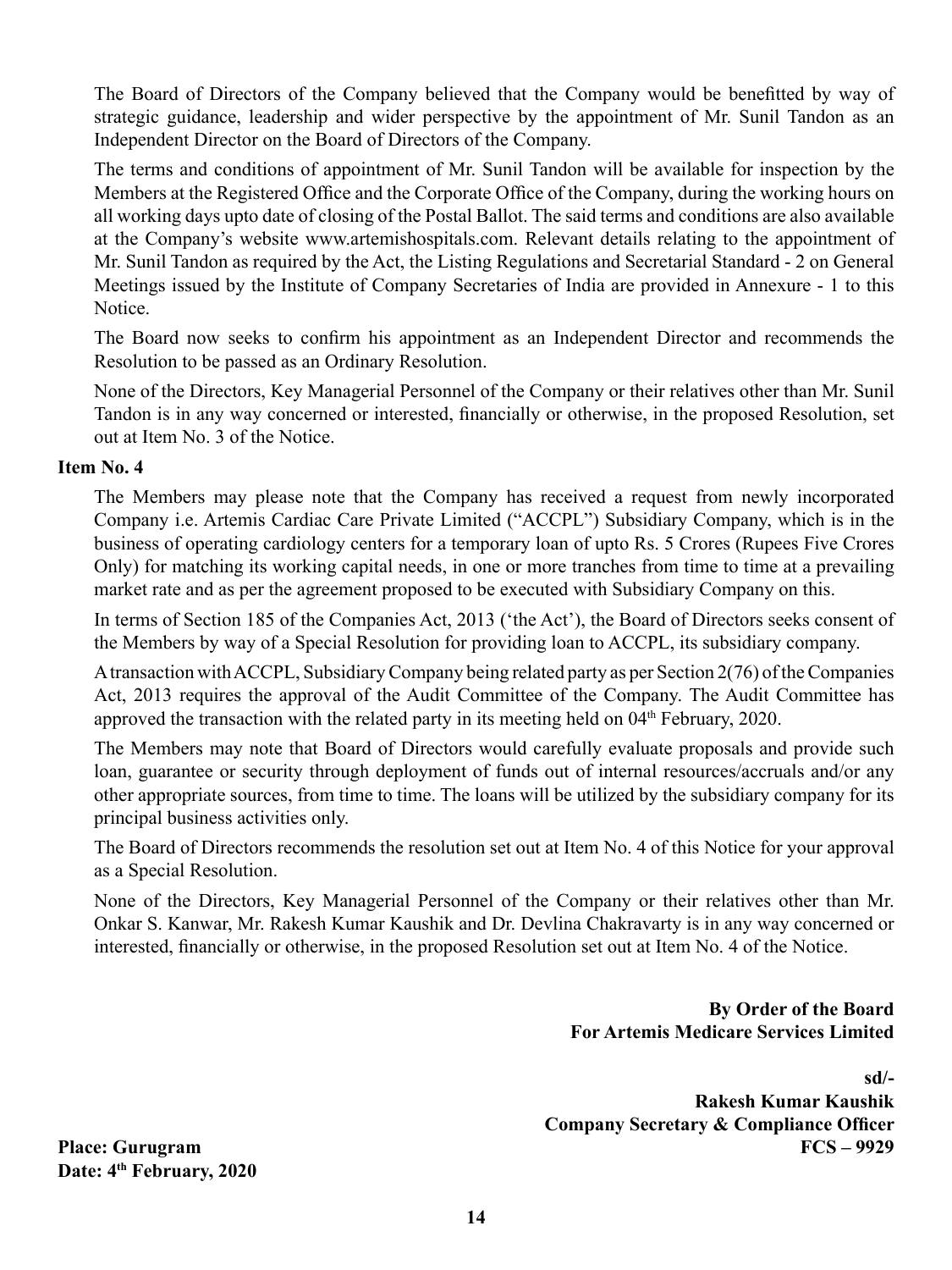The Board of Directors of the Company believed that the Company would be benefitted by way of strategic guidance, leadership and wider perspective by the appointment of Mr. Sunil Tandon as an Independent Director on the Board of Directors of the Company.

The terms and conditions of appointment of Mr. Sunil Tandon will be available for inspection by the Members at the Registered Office and the Corporate Office of the Company, during the working hours on all working days upto date of closing of the Postal Ballot. The said terms and conditions are also available at the Company's website www.artemishospitals.com. Relevant details relating to the appointment of Mr. Sunil Tandon as required by the Act, the Listing Regulations and Secretarial Standard - 2 on General Meetings issued by the Institute of Company Secretaries of India are provided in Annexure - 1 to this Notice.

The Board now seeks to confirm his appointment as an Independent Director and recommends the Resolution to be passed as an Ordinary Resolution.

None of the Directors, Key Managerial Personnel of the Company or their relatives other than Mr. Sunil Tandon is in any way concerned or interested, financially or otherwise, in the proposed Resolution, set out at Item No. 3 of the Notice.

**Item No. 4**

The Members may please note that the Company has received a request from newly incorporated Company i.e. Artemis Cardiac Care Private Limited ("ACCPL") Subsidiary Company, which is in the business of operating cardiology centers for a temporary loan of upto Rs. 5 Crores (Rupees Five Crores Only) for matching its working capital needs, in one or more tranches from time to time at a prevailing market rate and as per the agreement proposed to be executed with Subsidiary Company on this.

In terms of Section 185 of the Companies Act, 2013 ('the Act'), the Board of Directors seeks consent of the Members by way of a Special Resolution for providing loan to ACCPL, its subsidiary company.

A transaction with ACCPL, Subsidiary Company being related party as per Section 2(76) of the Companies Act, 2013 requires the approval of the Audit Committee of the Company. The Audit Committee has approved the transaction with the related party in its meeting held on 04th February, 2020.

The Members may note that Board of Directors would carefully evaluate proposals and provide such loan, guarantee or security through deployment of funds out of internal resources/accruals and/or any other appropriate sources, from time to time. The loans will be utilized by the subsidiary company for its principal business activities only.

The Board of Directors recommends the resolution set out at Item No. 4 of this Notice for your approval as a Special Resolution.

None of the Directors, Key Managerial Personnel of the Company or their relatives other than Mr. Onkar S. Kanwar, Mr. Rakesh Kumar Kaushik and Dr. Devlina Chakravarty is in any way concerned or interested, financially or otherwise, in the proposed Resolution set out at Item No. 4 of the Notice.

**By Order of the Board**
**For Artemis Medicare Services Limited**

**sd/-**
**Rakesh Kumar Kaushik**
**Company Secretary & Compliance Officer**
**FCS – 9929**

**Place: Gurugram**
**Date: 4th February, 2020**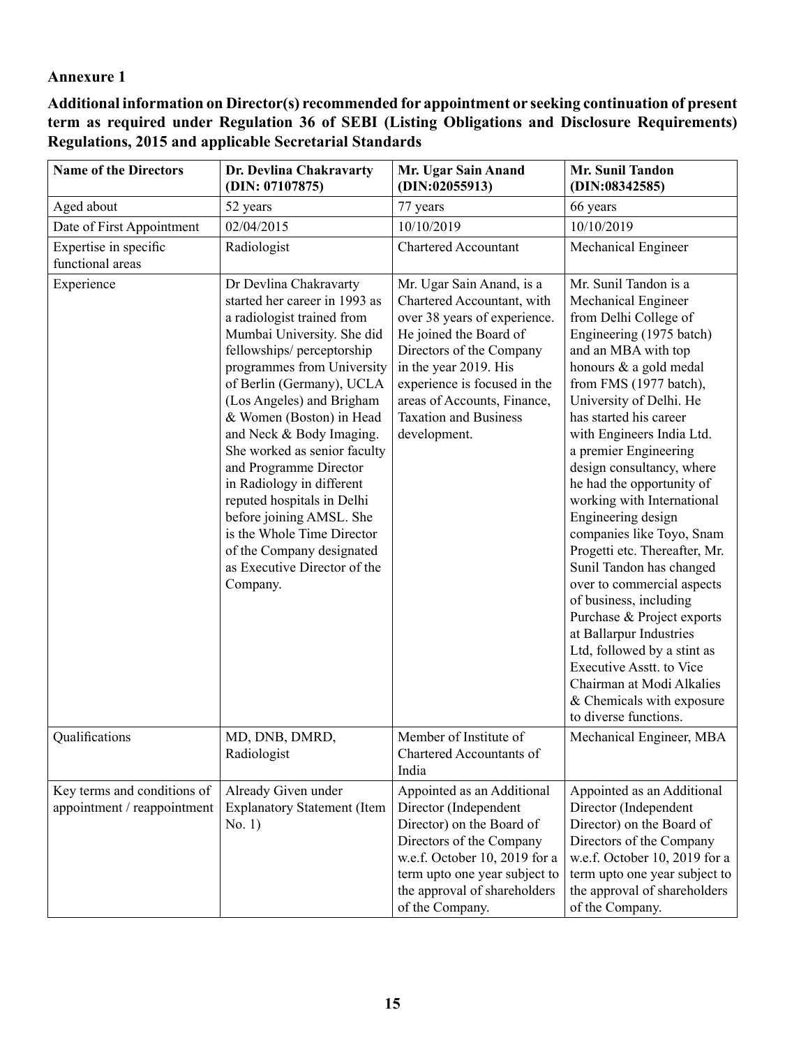**Annexure 1**

**Additional information on Director(s) recommended for appointment or seeking continuation of present term as required under Regulation 36 of SEBI (Listing Obligations and Disclosure Requirements) Regulations, 2015 and applicable Secretarial Standards**

| **Name of the Directors** | **Dr. Devlina Chakravarty (DIN: 07107875)** | **Mr. Ugar Sain Anand (DIN:02055913)** | **Mr. Sunil Tandon (DIN:08342585)** |
|---|---|---|---|
| Aged about | 52 years | 77 years | 66 years |
| Date of First Appointment | 02/04/2015 | 10/10/2019 | 10/10/2019 |
| Expertise in specific functional areas | Radiologist | Chartered Accountant | Mechanical Engineer |
| Experience | Dr Devlina Chakravarty started her career in 1993 as a radiologist trained from Mumbai University. She did fellowships/ perceptorship programmes from University of Berlin (Germany), UCLA (Los Angeles) and Brigham & Women (Boston) in Head and Neck & Body Imaging. She worked as senior faculty and Programme Director in Radiology in different reputed hospitals in Delhi before joining AMSL. She is the Whole Time Director of the Company designated as Executive Director of the Company. | Mr. Ugar Sain Anand, is a Chartered Accountant, with over 38 years of experience. He joined the Board of Directors of the Company in the year 2019. His experience is focused in the areas of Accounts, Finance, Taxation and Business development. | Mr. Sunil Tandon is a Mechanical Engineer from Delhi College of Engineering (1975 batch) and an MBA with top honours & a gold medal from FMS (1977 batch), University of Delhi. He has started his career with Engineers India Ltd. a premier Engineering design consultancy, where he had the opportunity of working with International Engineering design companies like Toyo, Snam Progetti etc. Thereafter, Mr. Sunil Tandon has changed over to commercial aspects of business, including Purchase & Project exports at Ballarpur Industries Ltd, followed by a stint as Executive Asstt. to Vice Chairman at Modi Alkalies & Chemicals with exposure to diverse functions. |
| Qualifications | MD, DNB, DMRD, Radiologist | Member of Institute of Chartered Accountants of India | Mechanical Engineer, MBA |
| Key terms and conditions of appointment / reappointment | Already Given under Explanatory Statement (Item No. 1) | Appointed as an Additional Director (Independent Director) on the Board of Directors of the Company w.e.f. October 10, 2019 for a term upto one year subject to the approval of shareholders of the Company. | Appointed as an Additional Director (Independent Director) on the Board of Directors of the Company w.e.f. October 10, 2019 for a term upto one year subject to the approval of shareholders of the Company. |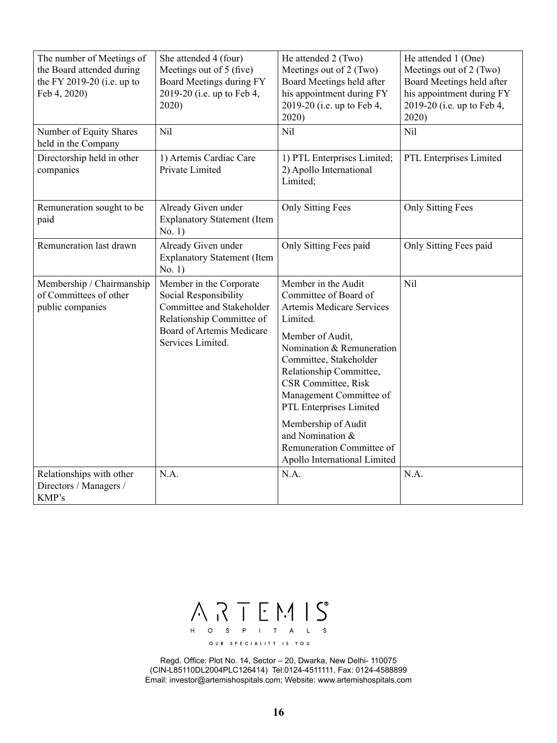| | | | |
|---|---|---|---|
| The number of Meetings of the Board attended during the FY 2019-20 (i.e. up to Feb 4, 2020) | She attended 4 (four) Meetings out of 5 (five) Board Meetings during FY 2019-20 (i.e. up to Feb 4, 2020) | He attended 2 (Two) Meetings out of 2 (Two) Board Meetings held after his appointment during FY 2019-20 (i.e. up to Feb 4, 2020) | He attended 1 (One) Meetings out of 2 (Two) Board Meetings held after his appointment during FY 2019-20 (i.e. up to Feb 4, 2020) |
| Number of Equity Shares held in the Company | Nil | Nil | Nil |
| Directorship held in other companies | 1) Artemis Cardiac Care Private Limited | 1) PTL Enterprises Limited; 2) Apollo International Limited; | PTL Enterprises Limited |
| Remuneration sought to be paid | Already Given under Explanatory Statement (Item No. 1) | Only Sitting Fees | Only Sitting Fees |
| Remuneration last drawn | Already Given under Explanatory Statement (Item No. 1) | Only Sitting Fees paid | Only Sitting Fees paid |
| Membership / Chairmanship of Committees of other public companies | Member in the Corporate Social Responsibility Committee and Stakeholder Relationship Committee of Board of Artemis Medicare Services Limited. | Member in the Audit Committee of Board of Artemis Medicare Services Limited.<br><br>Member of Audit, Nomination & Remuneration Committee, Stakeholder Relationship Committee, CSR Committee, Risk Management Committee of PTL Enterprises Limited<br><br>Membership of Audit and Nomination & Remuneration Committee of Apollo International Limited | Nil |
| Relationships with other Directors / Managers / KMP's | N.A. | N.A. | N.A. |

ARTEMIS®
HOSPITALS
OUR SPECIALITY IS YOU

Regd. Office: Plot No. 14, Sector – 20, Dwarka, New Delhi- 110075
(CIN-L85110DL2004PLC126414) Tel:0124-4511111, Fax: 0124-4588899
Email: investor@artemishospitals.com; Website: www.artemishospitals.com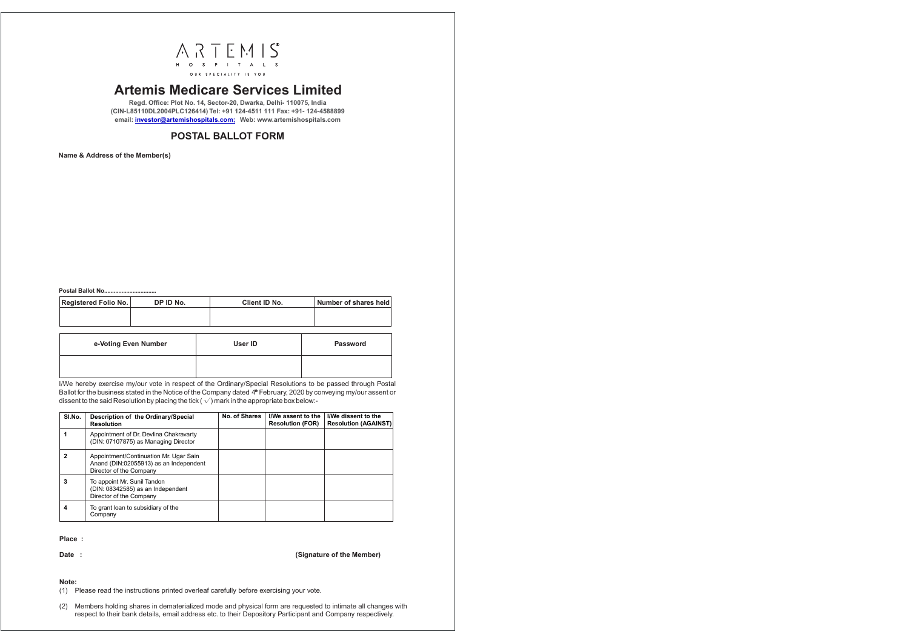ARTEMIS

HOSPITALS

OUR SPECIALITY IS YOU

# Artemis Medicare Services Limited

**Regd. Office: Plot No. 14, Sector-20, Dwarka, Delhi- 110075, India**
**(CIN-L85110DL2004PLC126414) Tel: +91 124-4511 111 Fax: +91- 124-4588899**
**email: investor@artemishospitals.com; Web: www.artemishospitals.com**

## POSTAL BALLOT FORM

**Name & Address of the Member(s)**

**Postal Ballot No.................................**

| Registered Folio No. | DP ID No. | Client ID No. | Number of shares held |
|---|---|---|---|
| | | | |

| e-Voting Even Number | User ID | Password |
|---|---|---|
| | | |

I/We hereby exercise my/our vote in respect of the Ordinary/Special Resolutions to be passed through Postal Ballot for the business stated in the Notice of the Company dated 4th February, 2020 by conveying my/our assent or dissent to the said Resolution by placing the tick ( √ ) mark in the appropriate box below:-

| Sl.No. | Description of the Ordinary/Special Resolution | No. of Shares | I/We assent to the Resolution (FOR) | I/We dissent to the Resolution (AGAINST) |
|---|---|---|---|---|
| 1 | Appointment of Dr. Devlina Chakravarty (DIN: 07107875) as Managing Director | | | |
| 2 | Appointment/Continuation Mr. Ugar Sain Anand (DIN:02055913) as an Independent Director of the Company | | | |
| 3 | To appoint Mr. Sunil Tandon (DIN: 08342585) as an Independent Director of the Company | | | |
| 4 | To grant loan to subsidiary of the Company | | | |

**Place :**

**Date :** **(Signature of the Member)**

**Note:**

(1) Please read the instructions printed overleaf carefully before exercising your vote.

(2) Members holding shares in dematerialized mode and physical form are requested to intimate all changes with respect to their bank details, email address etc. to their Depository Participant and Company respectively.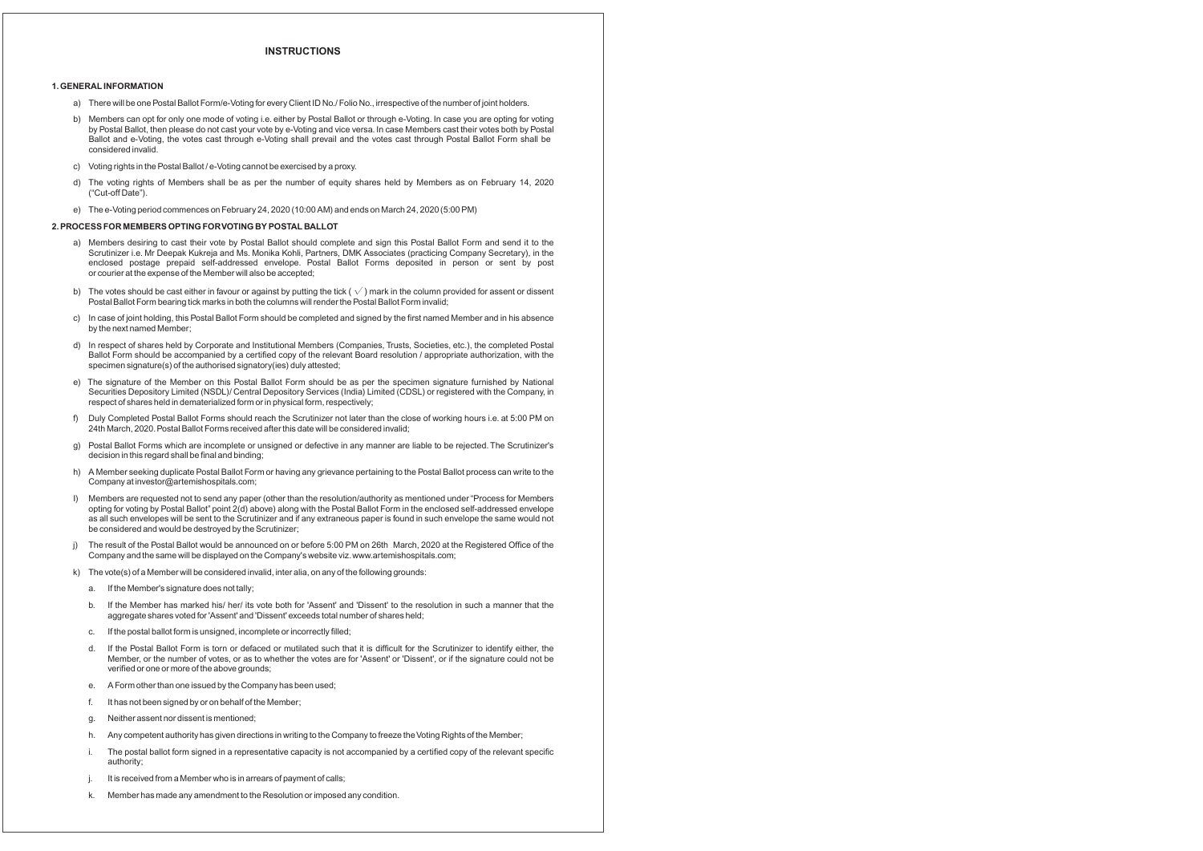# INSTRUCTIONS

## 1. GENERAL INFORMATION

a) There will be one Postal Ballot Form/e-Voting for every Client ID No./ Folio No., irrespective of the number of joint holders.

b) Members can opt for only one mode of voting i.e. either by Postal Ballot or through e-Voting. In case you are opting for voting by Postal Ballot, then please do not cast your vote by e-Voting and vice versa. In case Members cast their votes both by Postal Ballot and e-Voting, the votes cast through e-Voting shall prevail and the votes cast through Postal Ballot Form shall be considered invalid.

c) Voting rights in the Postal Ballot / e-Voting cannot be exercised by a proxy.

d) The voting rights of Members shall be as per the number of equity shares held by Members as on February 14, 2020 ("Cut-off Date").

e) The e-Voting period commences on February 24, 2020 (10:00 AM) and ends on March 24, 2020 (5:00 PM)

## 2. PROCESS FOR MEMBERS OPTING FOR VOTING BY POSTAL BALLOT

a) Members desiring to cast their vote by Postal Ballot should complete and sign this Postal Ballot Form and send it to the Scrutinizer i.e. Mr Deepak Kukreja and Ms. Monika Kohli, Partners, DMK Associates (practicing Company Secretary), in the enclosed postage prepaid self-addressed envelope. Postal Ballot Forms deposited in person or sent by post or courier at the expense of the Member will also be accepted;

b) The votes should be cast either in favour or against by putting the tick ( $\surd$ ) mark in the column provided for assent or dissent Postal Ballot Form bearing tick marks in both the columns will render the Postal Ballot Form invalid;

c) In case of joint holding, this Postal Ballot Form should be completed and signed by the first named Member and in his absence by the next named Member;

d) In respect of shares held by Corporate and Institutional Members (Companies, Trusts, Societies, etc.), the completed Postal Ballot Form should be accompanied by a certified copy of the relevant Board resolution / appropriate authorization, with the specimen signature(s) of the authorised signatory(ies) duly attested;

e) The signature of the Member on this Postal Ballot Form should be as per the specimen signature furnished by National Securities Depository Limited (NSDL)/ Central Depository Services (India) Limited (CDSL) or registered with the Company, in respect of shares held in dematerialized form or in physical form, respectively;

f) Duly Completed Postal Ballot Forms should reach the Scrutinizer not later than the close of working hours i.e. at 5:00 PM on 24th March, 2020. Postal Ballot Forms received after this date will be considered invalid;

g) Postal Ballot Forms which are incomplete or unsigned or defective in any manner are liable to be rejected. The Scrutinizer's decision in this regard shall be final and binding;

h) A Member seeking duplicate Postal Ballot Form or having any grievance pertaining to the Postal Ballot process can write to the Company at investor@artemishospitals.com;

I) Members are requested not to send any paper (other than the resolution/authority as mentioned under "Process for Members opting for voting by Postal Ballot" point 2(d) above) along with the Postal Ballot Form in the enclosed self-addressed envelope as all such envelopes will be sent to the Scrutinizer and if any extraneous paper is found in such envelope the same would not be considered and would be destroyed by the Scrutinizer;

j) The result of the Postal Ballot would be announced on or before 5:00 PM on 26th March, 2020 at the Registered Office of the Company and the same will be displayed on the Company's website viz. www.artemishospitals.com;

k) The vote(s) of a Member will be considered invalid, inter alia, on any of the following grounds:

a. If the Member's signature does not tally;

b. If the Member has marked his/ her/ its vote both for 'Assent' and 'Dissent' to the resolution in such a manner that the aggregate shares voted for 'Assent' and 'Dissent' exceeds total number of shares held;

c. If the postal ballot form is unsigned, incomplete or incorrectly filled;

d. If the Postal Ballot Form is torn or defaced or mutilated such that it is difficult for the Scrutinizer to identify either, the Member, or the number of votes, or as to whether the votes are for 'Assent' or 'Dissent', or if the signature could not be verified or one or more of the above grounds;

e. A Form other than one issued by the Company has been used;

f. It has not been signed by or on behalf of the Member;

g. Neither assent nor dissent is mentioned;

h. Any competent authority has given directions in writing to the Company to freeze the Voting Rights of the Member;

i. The postal ballot form signed in a representative capacity is not accompanied by a certified copy of the relevant specific authority;

j. It is received from a Member who is in arrears of payment of calls;

k. Member has made any amendment to the Resolution or imposed any condition.